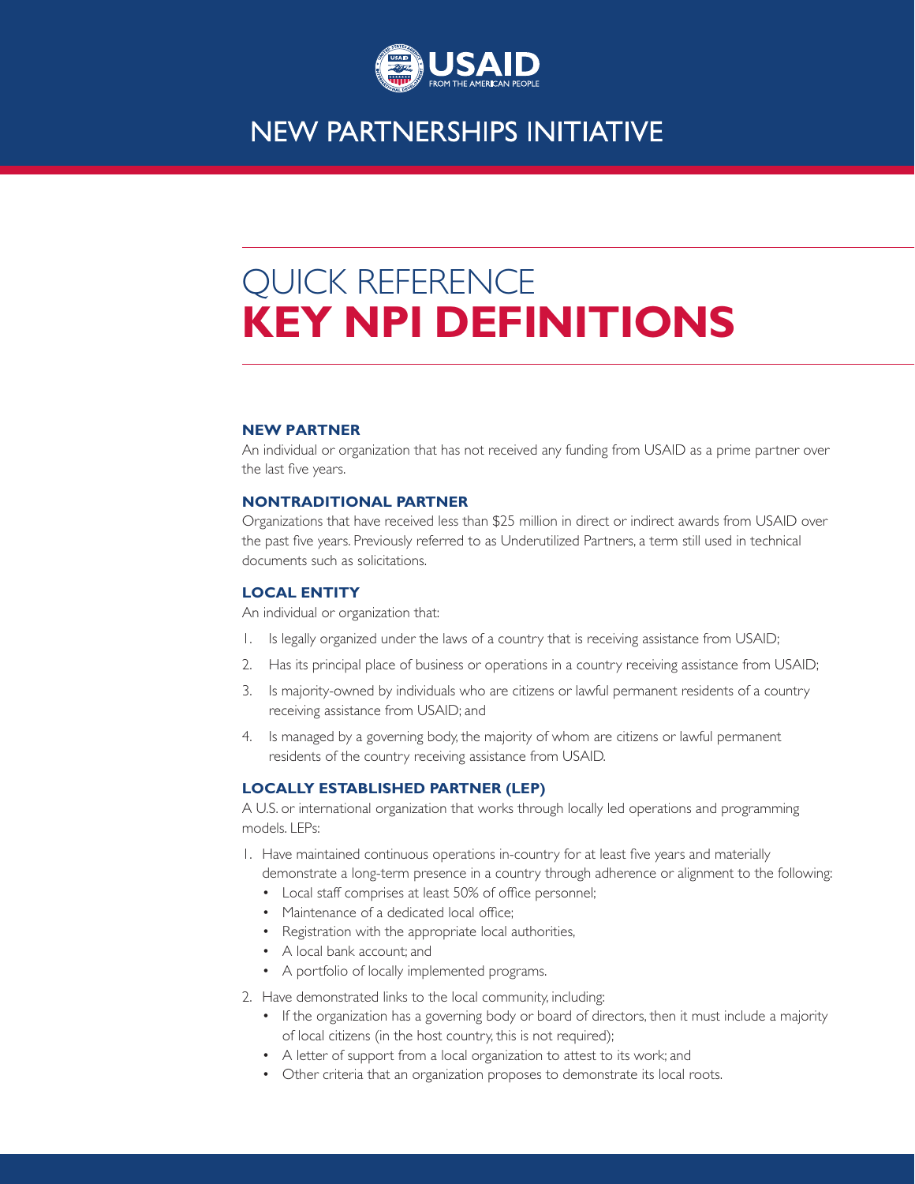USAID
FROM THE AMERICAN PEOPLE

# NEW PARTNERSHIPS INITIATIVE

## QUICK REFERENCE **KEY NPI DEFINITIONS**

### NEW PARTNER

An individual or organization that has not received any funding from USAID as a prime partner over the last five years.

### NONTRADITIONAL PARTNER

Organizations that have received less than $25 million in direct or indirect awards from USAID over the past five years. Previously referred to as Underutilized Partners, a term still used in technical documents such as solicitations.

### LOCAL ENTITY

An individual or organization that:

1. Is legally organized under the laws of a country that is receiving assistance from USAID;
2. Has its principal place of business or operations in a country receiving assistance from USAID;
3. Is majority-owned by individuals who are citizens or lawful permanent residents of a country receiving assistance from USAID; and
4. Is managed by a governing body, the majority of whom are citizens or lawful permanent residents of the country receiving assistance from USAID.

### LOCALLY ESTABLISHED PARTNER (LEP)

A U.S. or international organization that works through locally led operations and programming models. LEPs:

1. Have maintained continuous operations in-country for at least five years and materially demonstrate a long-term presence in a country through adherence or alignment to the following:
   - Local staff comprises at least 50% of office personnel;
   - Maintenance of a dedicated local office;
   - Registration with the appropriate local authorities,
   - A local bank account; and
   - A portfolio of locally implemented programs.
2. Have demonstrated links to the local community, including:
   - If the organization has a governing body or board of directors, then it must include a majority of local citizens (in the host country, this is not required);
   - A letter of support from a local organization to attest to its work; and
   - Other criteria that an organization proposes to demonstrate its local roots.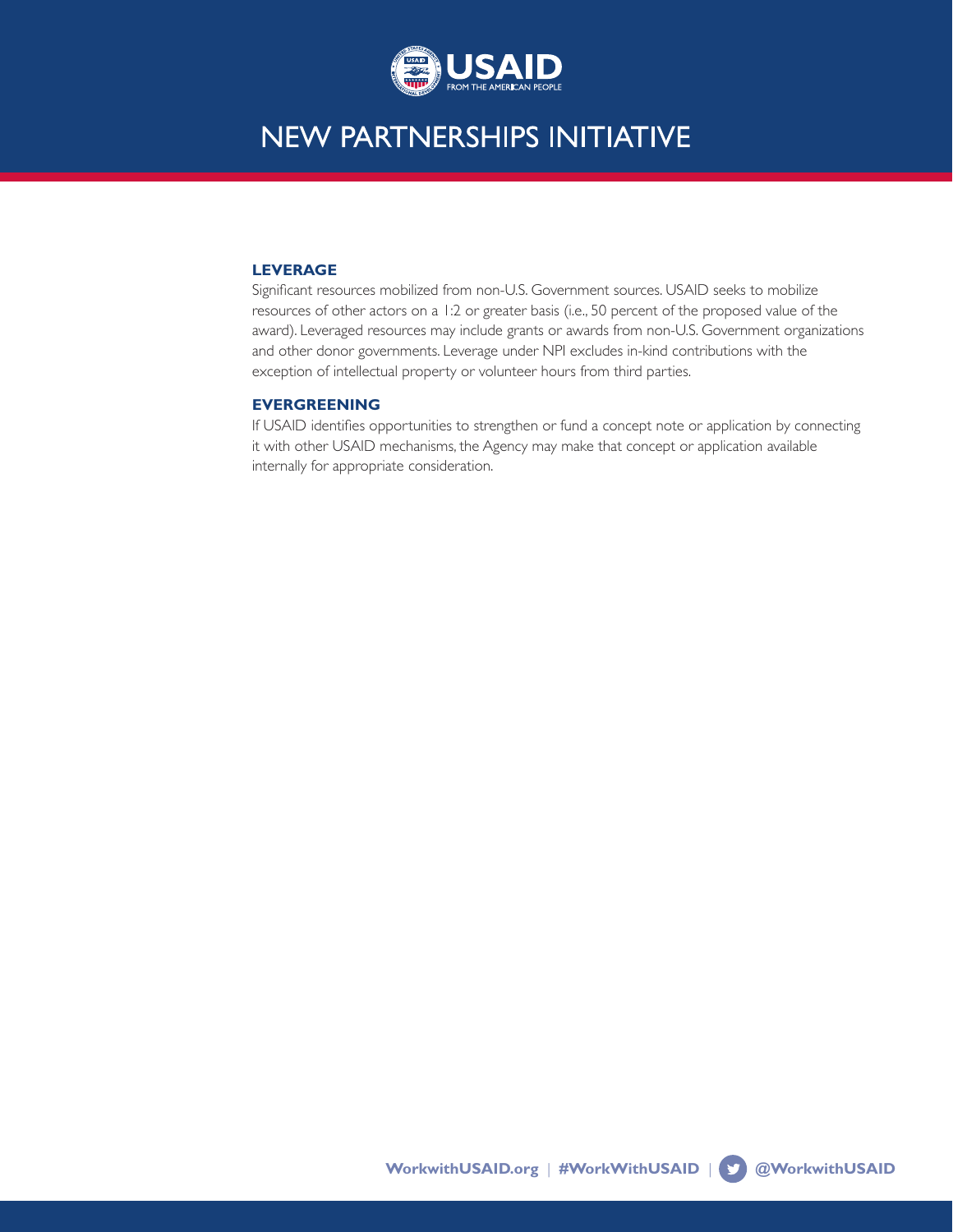### LEVERAGE

Significant resources mobilized from non-U.S. Government sources. USAID seeks to mobilize resources of other actors on a 1:2 or greater basis (i.e., 50 percent of the proposed value of the award). Leveraged resources may include grants or awards from non-U.S. Government organizations and other donor governments. Leverage under NPI excludes in-kind contributions with the exception of intellectual property or volunteer hours from third parties.

### EVERGREENING

If USAID identifies opportunities to strengthen or fund a concept note or application by connecting it with other USAID mechanisms, the Agency may make that concept or application available internally for appropriate consideration.